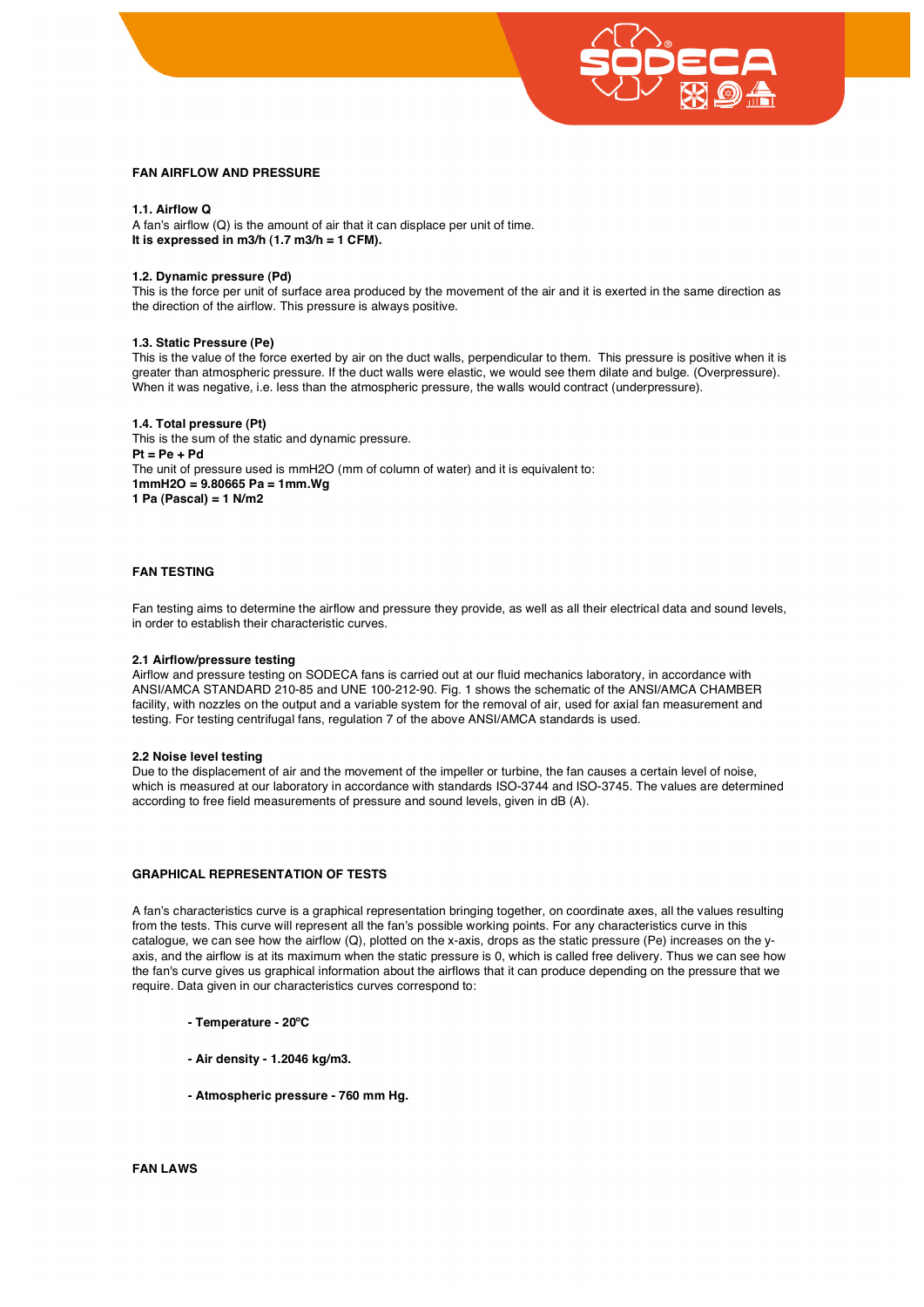## FAN AIRFLOW AND PRESSURE

### 1.1. Airflow Q

A fan's airflow (Q) is the amount of air that it can displace per unit of time.
**It is expressed in m3/h (1.7 m3/h = 1 CFM).**

### 1.2. Dynamic pressure (Pd)

This is the force per unit of surface area produced by the movement of the air and it is exerted in the same direction as the direction of the airflow. This pressure is always positive.

### 1.3. Static Pressure (Pe)

This is the value of the force exerted by air on the duct walls, perpendicular to them. This pressure is positive when it is greater than atmospheric pressure. If the duct walls were elastic, we would see them dilate and bulge. (Overpressure). When it was negative, i.e. less than the atmospheric pressure, the walls would contract (underpressure).

### 1.4. Total pressure (Pt)

This is the sum of the static and dynamic pressure.
**Pt = Pe + Pd**
The unit of pressure used is mmH2O (mm of column of water) and it is equivalent to:
**1mmH2O = 9.80665 Pa = 1mm.Wg**
**1 Pa (Pascal) = 1 N/m2**

## FAN TESTING

Fan testing aims to determine the airflow and pressure they provide, as well as all their electrical data and sound levels, in order to establish their characteristic curves.

### 2.1 Airflow/pressure testing

Airflow and pressure testing on SODECA fans is carried out at our fluid mechanics laboratory, in accordance with ANSI/AMCA STANDARD 210-85 and UNE 100-212-90. Fig. 1 shows the schematic of the ANSI/AMCA CHAMBER facility, with nozzles on the output and a variable system for the removal of air, used for axial fan measurement and testing. For testing centrifugal fans, regulation 7 of the above ANSI/AMCA standards is used.

### 2.2 Noise level testing

Due to the displacement of air and the movement of the impeller or turbine, the fan causes a certain level of noise, which is measured at our laboratory in accordance with standards ISO-3744 and ISO-3745. The values are determined according to free field measurements of pressure and sound levels, given in dB (A).

## GRAPHICAL REPRESENTATION OF TESTS

A fan's characteristics curve is a graphical representation bringing together, on coordinate axes, all the values resulting from the tests. This curve will represent all the fan's possible working points. For any characteristics curve in this catalogue, we can see how the airflow (Q), plotted on the x-axis, drops as the static pressure (Pe) increases on the y-axis, and the airflow is at its maximum when the static pressure is 0, which is called free delivery. Thus we can see how the fan's curve gives us graphical information about the airflows that it can produce depending on the pressure that we require. Data given in our characteristics curves correspond to:

- **Temperature - 20ºC**
- **Air density - 1.2046 kg/m3.**
- **Atmospheric pressure - 760 mm Hg.**

## FAN LAWS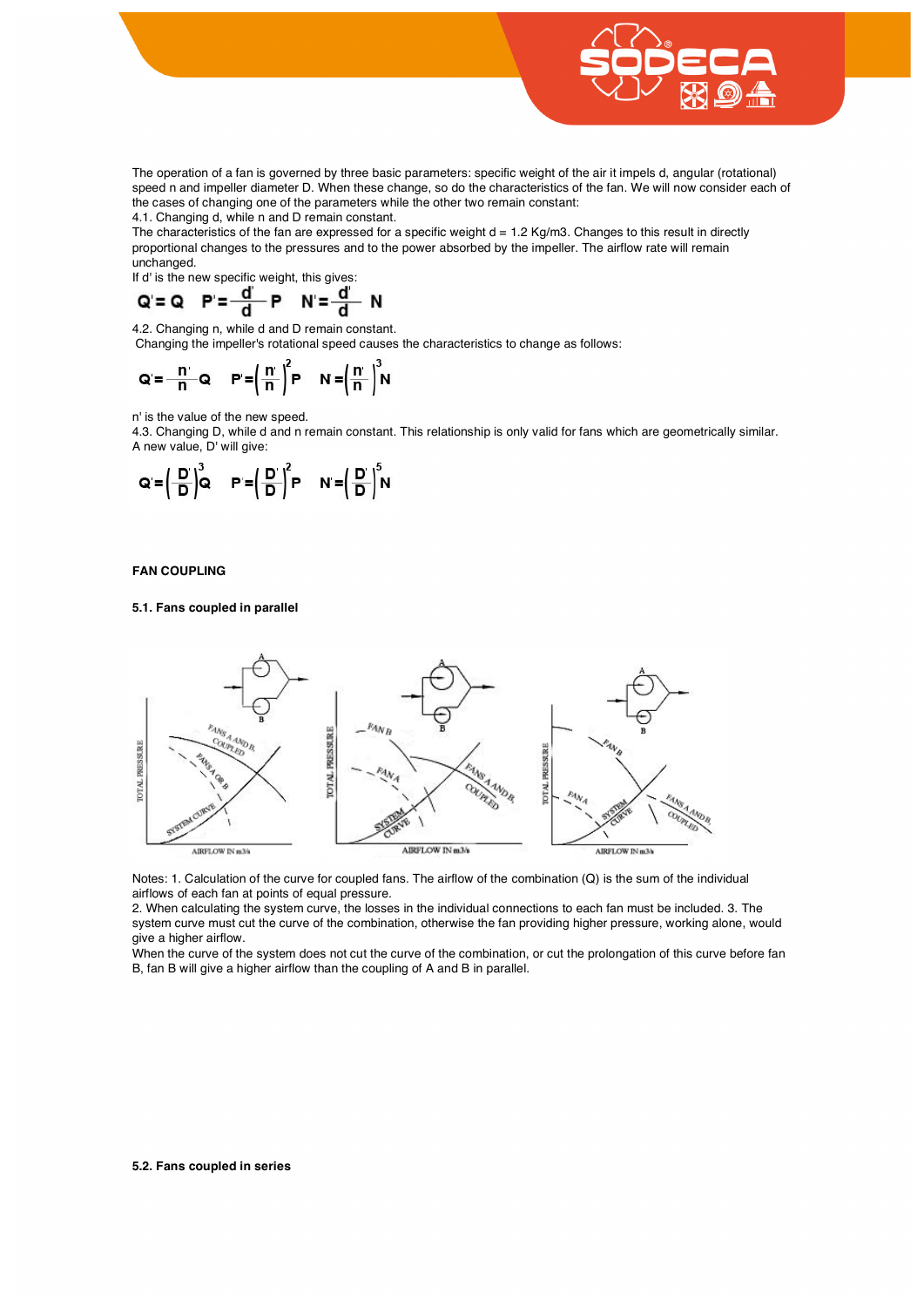The operation of a fan is governed by three basic parameters: specific weight of the air it impels d, angular (rotational) speed n and impeller diameter D. When these change, so do the characteristics of the fan. We will now consider each of the cases of changing one of the parameters while the other two remain constant:

4.1. Changing d, while n and D remain constant.

The characteristics of the fan are expressed for a specific weight d = 1.2 Kg/m3. Changes to this result in directly proportional changes to the pressures and to the power absorbed by the impeller. The airflow rate will remain unchanged.

If d' is the new specific weight, this gives:

$$Q' = Q \quad P' = \frac{d'}{d} P \quad N' = \frac{d'}{d} N$$

4.2. Changing n, while d and D remain constant.

Changing the impeller's rotational speed causes the characteristics to change as follows:

$$Q' = \frac{n'}{n} Q \quad P' = \left(\frac{n'}{n}\right)^2 P \quad N = \left(\frac{n'}{n}\right)^3 N$$

n' is the value of the new speed.

4.3. Changing D, while d and n remain constant. This relationship is only valid for fans which are geometrically similar. A new value, D' will give:

$$Q' = \left(\frac{D'}{D}\right)^3 Q \quad P' = \left(\frac{D'}{D}\right)^2 P \quad N' = \left(\frac{D'}{D}\right)^5 N$$

**FAN COUPLING**

**5.1. Fans coupled in parallel**

Notes: 1. Calculation of the curve for coupled fans. The airflow of the combination (Q) is the sum of the individual airflows of each fan at points of equal pressure.

2. When calculating the system curve, the losses in the individual connections to each fan must be included. 3. The system curve must cut the curve of the combination, otherwise the fan providing higher pressure, working alone, would give a higher airflow.

When the curve of the system does not cut the curve of the combination, or cut the prolongation of this curve before fan B, fan B will give a higher airflow than the coupling of A and B in parallel.

**5.2. Fans coupled in series**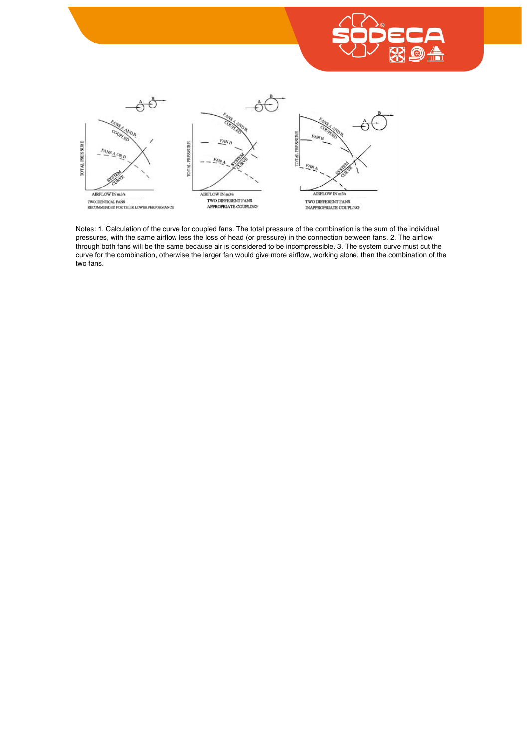A B

TOTAL PRESSURE

FANS A AND B, COUPLED

FANS A OR B

SYSTEM CURVE

AIRFLOW IN m3/s

TWO IDENTICAL FANS

RECOMMENDED FOR THEIR LOWER PERFORMANCE

A B

TOTAL PRESSURE

FANS A AND B, COUPLED

FAN B

FAN A

SYSTEM CURVE

AIRFLOW IN m3/s

TWO DIFFERENT FANS

APPROPRIATE COUPLING

A B

TOTAL PRESSURE

FANS A AND B, COUPLED

FAN B

FAN A

SYSTEM CURVE

AIRFLOW IN m3/s

TWO DIFFERENT FANS

INAPPROPRIATE COUPLING

Notes: 1. Calculation of the curve for coupled fans. The total pressure of the combination is the sum of the individual pressures, with the same airflow less the loss of head (or pressure) in the connection between fans. 2. The airflow through both fans will be the same because air is considered to be incompressible. 3. The system curve must cut the curve for the combination, otherwise the larger fan would give more airflow, working alone, than the combination of the two fans.